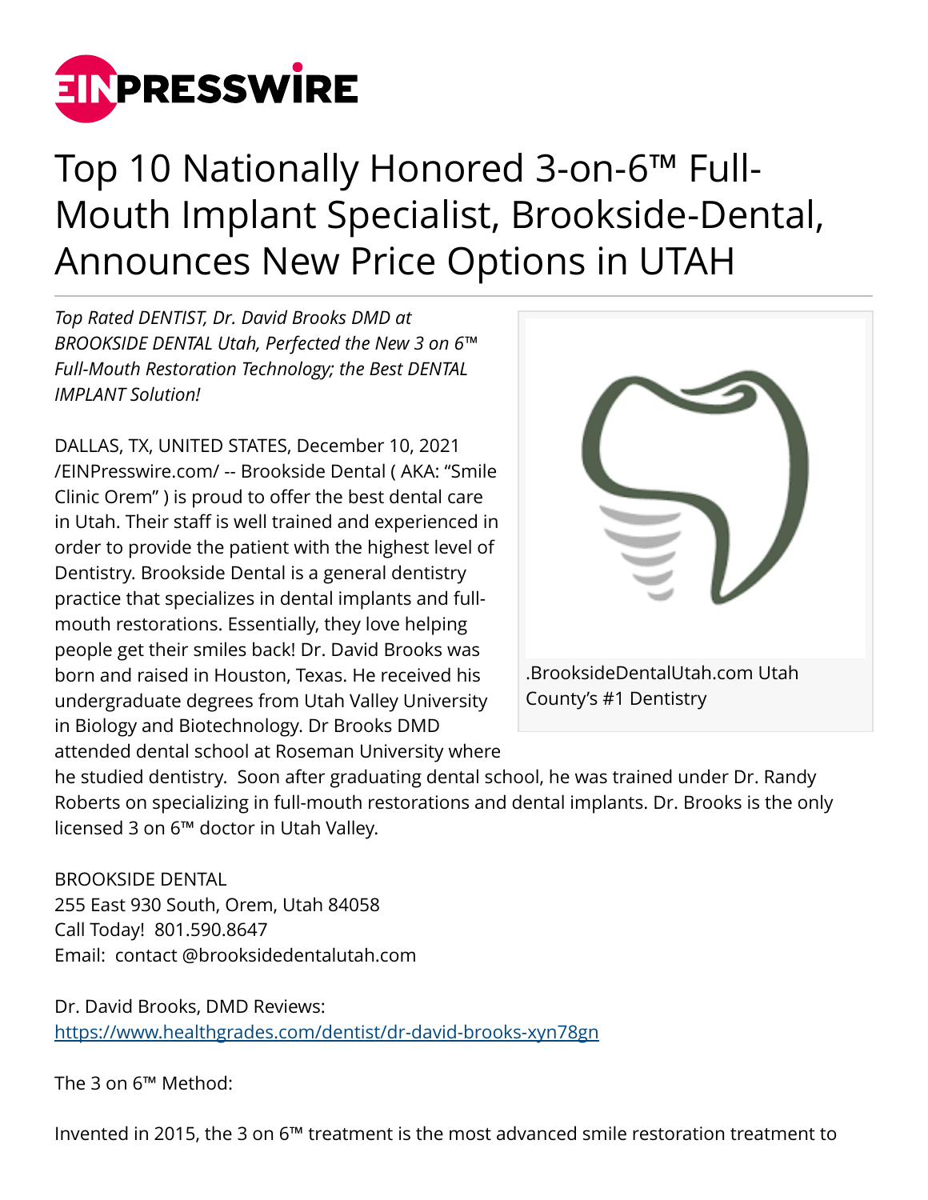# Top 10 Nationally Honored 3-on-6™ Full-Mouth Implant Specialist, Brookside-Dental, Announces New Price Options in UTAH

*Top Rated DENTIST, Dr. David Brooks DMD at BROOKSIDE DENTAL Utah, Perfected the New 3 on 6™ Full-Mouth Restoration Technology; the Best DENTAL IMPLANT Solution!*

DALLAS, TX, UNITED STATES, December 10, 2021 /EINPresswire.com/ -- Brookside Dental ( AKA: "Smile Clinic Orem" ) is proud to offer the best dental care in Utah. Their staff is well trained and experienced in order to provide the patient with the highest level of Dentistry. Brookside Dental is a general dentistry practice that specializes in dental implants and full-mouth restorations. Essentially, they love helping people get their smiles back! Dr. David Brooks was born and raised in Houston, Texas. He received his undergraduate degrees from Utah Valley University in Biology and Biotechnology. Dr Brooks DMD attended dental school at Roseman University where he studied dentistry. Soon after graduating dental school, he was trained under Dr. Randy Roberts on specializing in full-mouth restorations and dental implants. Dr. Brooks is the only licensed 3 on 6™ doctor in Utah Valley.

.BrooksideDentalUtah.com Utah County's #1 Dentistry

BROOKSIDE DENTAL
255 East 930 South, Orem, Utah 84058
Call Today! 801.590.8647
Email: contact @brooksidedentalutah.com

Dr. David Brooks, DMD Reviews:
https://www.healthgrades.com/dentist/dr-david-brooks-xyn78gn

The 3 on 6™ Method:

Invented in 2015, the 3 on 6™ treatment is the most advanced smile restoration treatment to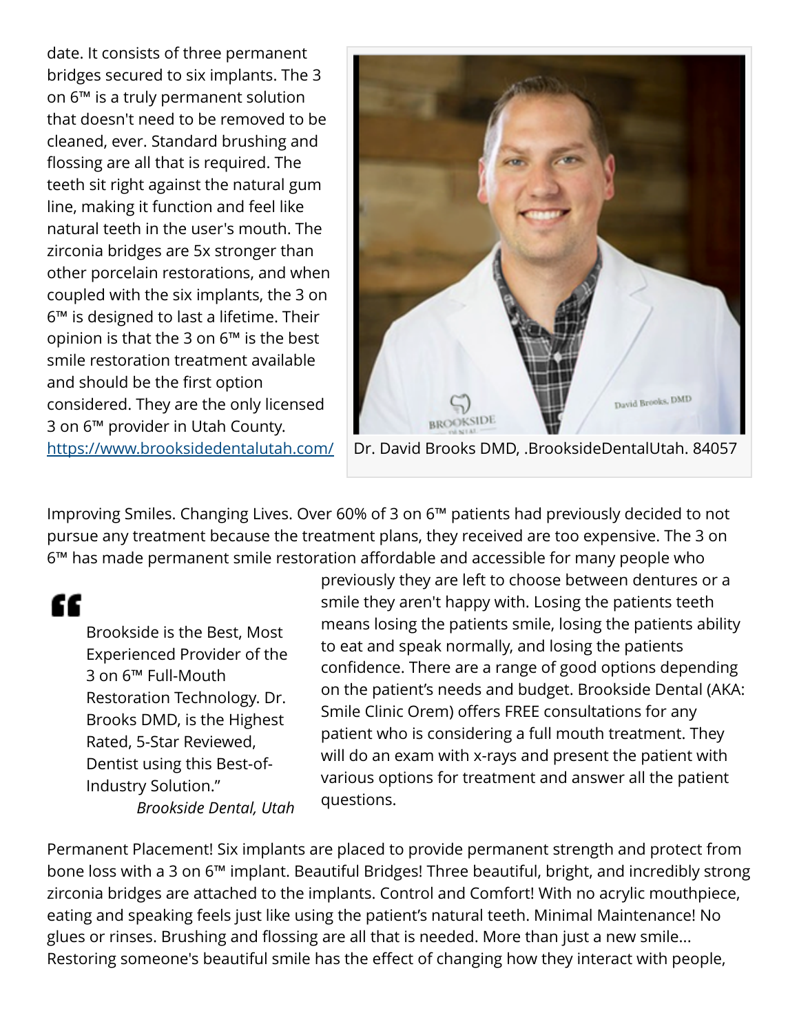date. It consists of three permanent bridges secured to six implants. The 3 on 6™ is a truly permanent solution that doesn't need to be removed to be cleaned, ever. Standard brushing and flossing are all that is required. The teeth sit right against the natural gum line, making it function and feel like natural teeth in the user's mouth. The zirconia bridges are 5x stronger than other porcelain restorations, and when coupled with the six implants, the 3 on 6™ is designed to last a lifetime. Their opinion is that the 3 on 6™ is the best smile restoration treatment available and should be the first option considered. They are the only licensed 3 on 6™ provider in Utah County. https://www.brooksidedentalutah.com/

Dr. David Brooks DMD, .BrooksideDentalUtah. 84057

Improving Smiles. Changing Lives. Over 60% of 3 on 6™ patients had previously decided to not pursue any treatment because the treatment plans, they received are too expensive. The 3 on 6™ has made permanent smile restoration affordable and accessible for many people who previously they are left to choose between dentures or a smile they aren't happy with. Losing the patients teeth means losing the patients smile, losing the patients ability to eat and speak normally, and losing the patients confidence. There are a range of good options depending on the patient's needs and budget. Brookside Dental (AKA: Smile Clinic Orem) offers FREE consultations for any patient who is considering a full mouth treatment. They will do an exam with x-rays and present the patient with various options for treatment and answer all the patient questions.

> Brookside is the Best, Most Experienced Provider of the 3 on 6™ Full-Mouth Restoration Technology. Dr. Brooks DMD, is the Highest Rated, 5-Star Reviewed, Dentist using this Best-of-Industry Solution."
>
> *Brookside Dental, Utah*

Permanent Placement! Six implants are placed to provide permanent strength and protect from bone loss with a 3 on 6™ implant. Beautiful Bridges! Three beautiful, bright, and incredibly strong zirconia bridges are attached to the implants. Control and Comfort! With no acrylic mouthpiece, eating and speaking feels just like using the patient's natural teeth. Minimal Maintenance! No glues or rinses. Brushing and flossing are all that is needed. More than just a new smile... Restoring someone's beautiful smile has the effect of changing how they interact with people,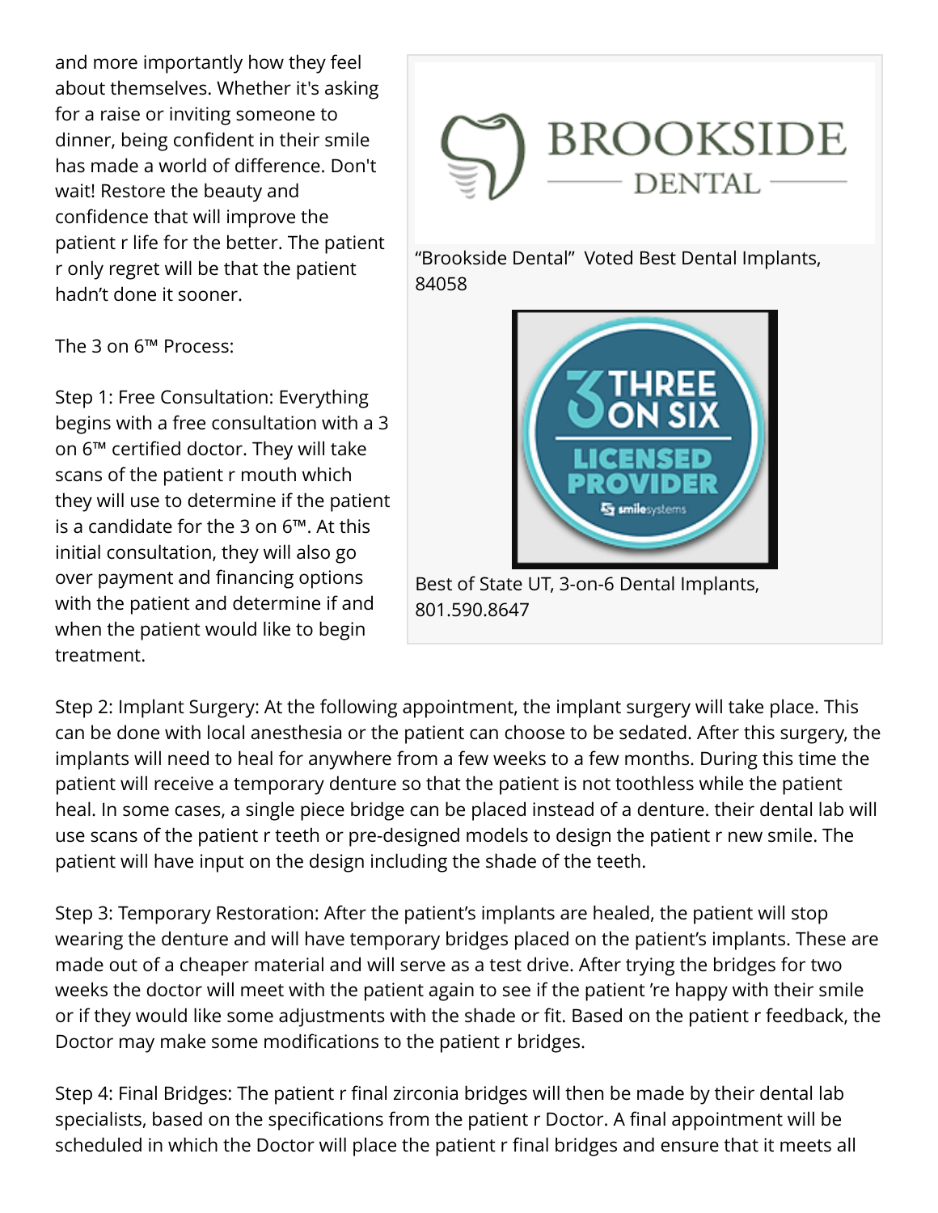and more importantly how they feel about themselves. Whether it's asking for a raise or inviting someone to dinner, being confident in their smile has made a world of difference. Don't wait! Restore the beauty and confidence that will improve the patient r life for the better. The patient r only regret will be that the patient hadn't done it sooner.

"Brookside Dental" Voted Best Dental Implants, 84058

Best of State UT, 3-on-6 Dental Implants, 801.590.8647

The 3 on 6™ Process:

Step 1: Free Consultation: Everything begins with a free consultation with a 3 on 6™ certified doctor. They will take scans of the patient r mouth which they will use to determine if the patient is a candidate for the 3 on 6™. At this initial consultation, they will also go over payment and financing options with the patient and determine if and when the patient would like to begin treatment.

Step 2: Implant Surgery: At the following appointment, the implant surgery will take place. This can be done with local anesthesia or the patient can choose to be sedated. After this surgery, the implants will need to heal for anywhere from a few weeks to a few months. During this time the patient will receive a temporary denture so that the patient is not toothless while the patient heal. In some cases, a single piece bridge can be placed instead of a denture. their dental lab will use scans of the patient r teeth or pre-designed models to design the patient r new smile. The patient will have input on the design including the shade of the teeth.

Step 3: Temporary Restoration: After the patient's implants are healed, the patient will stop wearing the denture and will have temporary bridges placed on the patient's implants. These are made out of a cheaper material and will serve as a test drive. After trying the bridges for two weeks the doctor will meet with the patient again to see if the patient 're happy with their smile or if they would like some adjustments with the shade or fit. Based on the patient r feedback, the Doctor may make some modifications to the patient r bridges.

Step 4: Final Bridges: The patient r final zirconia bridges will then be made by their dental lab specialists, based on the specifications from the patient r Doctor. A final appointment will be scheduled in which the Doctor will place the patient r final bridges and ensure that it meets all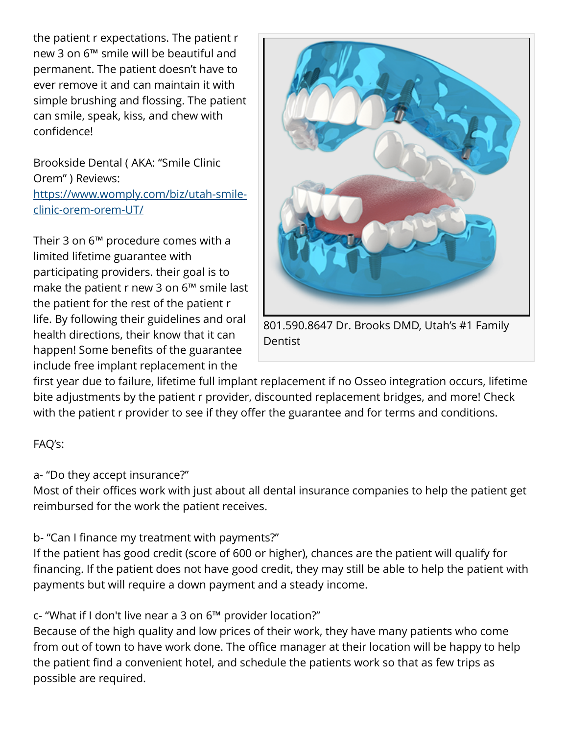the patient r expectations. The patient r new 3 on 6™ smile will be beautiful and permanent. The patient doesn't have to ever remove it and can maintain it with simple brushing and flossing. The patient can smile, speak, kiss, and chew with confidence!

Brookside Dental ( AKA: "Smile Clinic Orem" ) Reviews: [https://www.womply.com/biz/utah-smile-clinic-orem-orem-UT/](https://www.womply.com/biz/utah-smile-clinic-orem-orem-UT/)

Their 3 on 6™ procedure comes with a limited lifetime guarantee with participating providers. their goal is to make the patient r new 3 on 6™ smile last the patient for the rest of the patient r life. By following their guidelines and oral health directions, their know that it can happen! Some benefits of the guarantee include free implant replacement in the first year due to failure, lifetime full implant replacement if no Osseo integration occurs, lifetime bite adjustments by the patient r provider, discounted replacement bridges, and more! Check with the patient r provider to see if they offer the guarantee and for terms and conditions.

801.590.8647 Dr. Brooks DMD, Utah's #1 Family Dentist

FAQ's:

a- "Do they accept insurance?"
Most of their offices work with just about all dental insurance companies to help the patient get reimbursed for the work the patient receives.

b- "Can I finance my treatment with payments?"
If the patient has good credit (score of 600 or higher), chances are the patient will qualify for financing. If the patient does not have good credit, they may still be able to help the patient with payments but will require a down payment and a steady income.

c- "What if I don't live near a 3 on 6™ provider location?"
Because of the high quality and low prices of their work, they have many patients who come from out of town to have work done. The office manager at their location will be happy to help the patient find a convenient hotel, and schedule the patients work so that as few trips as possible are required.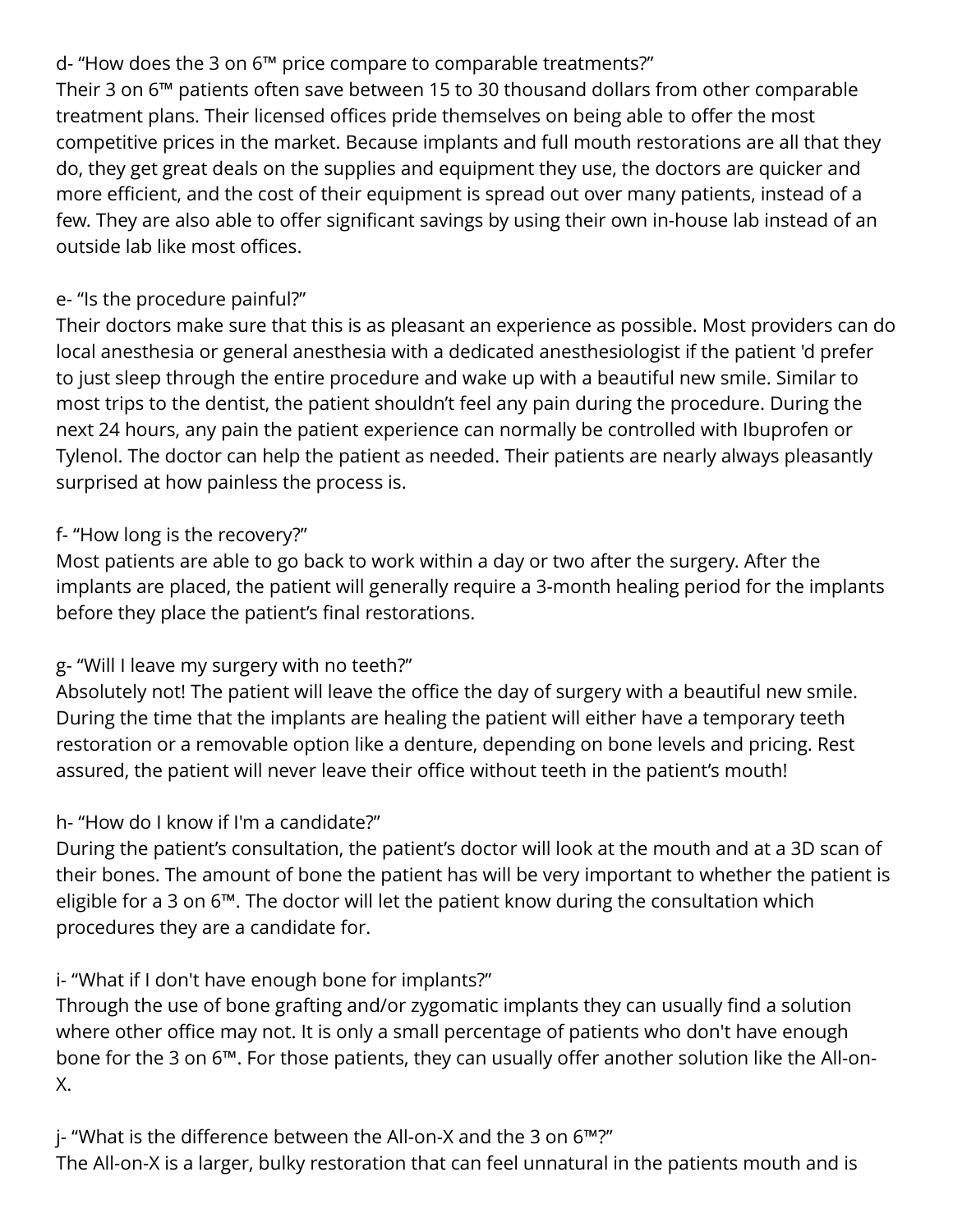d- “How does the 3 on 6™ price compare to comparable treatments?”
Their 3 on 6™ patients often save between 15 to 30 thousand dollars from other comparable treatment plans. Their licensed offices pride themselves on being able to offer the most competitive prices in the market. Because implants and full mouth restorations are all that they do, they get great deals on the supplies and equipment they use, the doctors are quicker and more efficient, and the cost of their equipment is spread out over many patients, instead of a few. They are also able to offer significant savings by using their own in-house lab instead of an outside lab like most offices.

e- “Is the procedure painful?”
Their doctors make sure that this is as pleasant an experience as possible. Most providers can do local anesthesia or general anesthesia with a dedicated anesthesiologist if the patient 'd prefer to just sleep through the entire procedure and wake up with a beautiful new smile. Similar to most trips to the dentist, the patient shouldn’t feel any pain during the procedure. During the next 24 hours, any pain the patient experience can normally be controlled with Ibuprofen or Tylenol. The doctor can help the patient as needed. Their patients are nearly always pleasantly surprised at how painless the process is.

f- “How long is the recovery?”
Most patients are able to go back to work within a day or two after the surgery. After the implants are placed, the patient will generally require a 3-month healing period for the implants before they place the patient’s final restorations.

g- “Will I leave my surgery with no teeth?”
Absolutely not! The patient will leave the office the day of surgery with a beautiful new smile. During the time that the implants are healing the patient will either have a temporary teeth restoration or a removable option like a denture, depending on bone levels and pricing. Rest assured, the patient will never leave their office without teeth in the patient’s mouth!

h- “How do I know if I'm a candidate?”
During the patient’s consultation, the patient’s doctor will look at the mouth and at a 3D scan of their bones. The amount of bone the patient has will be very important to whether the patient is eligible for a 3 on 6™. The doctor will let the patient know during the consultation which procedures they are a candidate for.

i- “What if I don't have enough bone for implants?”
Through the use of bone grafting and/or zygomatic implants they can usually find a solution where other office may not. It is only a small percentage of patients who don't have enough bone for the 3 on 6™. For those patients, they can usually offer another solution like the All-on-X.

j- “What is the difference between the All-on-X and the 3 on 6™?”
The All-on-X is a larger, bulky restoration that can feel unnatural in the patients mouth and is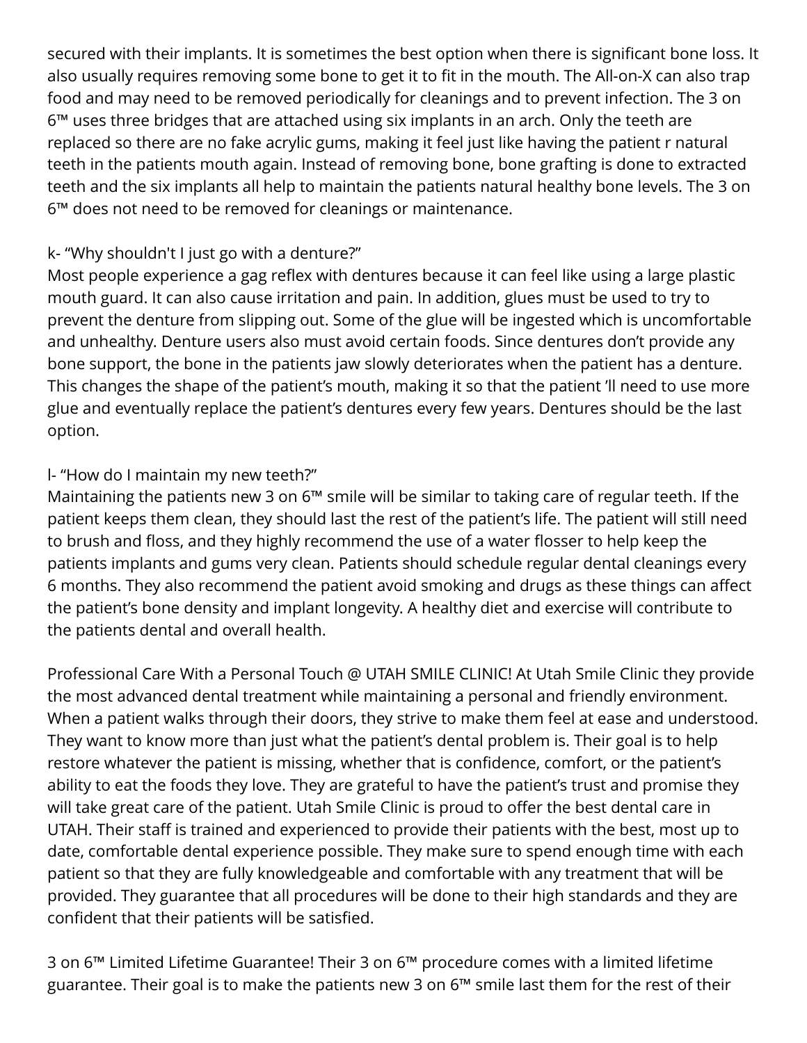secured with their implants. It is sometimes the best option when there is significant bone loss. It also usually requires removing some bone to get it to fit in the mouth. The All-on-X can also trap food and may need to be removed periodically for cleanings and to prevent infection. The 3 on 6™ uses three bridges that are attached using six implants in an arch. Only the teeth are replaced so there are no fake acrylic gums, making it feel just like having the patient r natural teeth in the patients mouth again. Instead of removing bone, bone grafting is done to extracted teeth and the six implants all help to maintain the patients natural healthy bone levels. The 3 on 6™ does not need to be removed for cleanings or maintenance.

k- "Why shouldn't I just go with a denture?"
Most people experience a gag reflex with dentures because it can feel like using a large plastic mouth guard. It can also cause irritation and pain. In addition, glues must be used to try to prevent the denture from slipping out. Some of the glue will be ingested which is uncomfortable and unhealthy. Denture users also must avoid certain foods. Since dentures don't provide any bone support, the bone in the patients jaw slowly deteriorates when the patient has a denture. This changes the shape of the patient's mouth, making it so that the patient 'll need to use more glue and eventually replace the patient's dentures every few years. Dentures should be the last option.

l- "How do I maintain my new teeth?"
Maintaining the patients new 3 on 6™ smile will be similar to taking care of regular teeth. If the patient keeps them clean, they should last the rest of the patient's life. The patient will still need to brush and floss, and they highly recommend the use of a water flosser to help keep the patients implants and gums very clean. Patients should schedule regular dental cleanings every 6 months. They also recommend the patient avoid smoking and drugs as these things can affect the patient's bone density and implant longevity. A healthy diet and exercise will contribute to the patients dental and overall health.

Professional Care With a Personal Touch @ UTAH SMILE CLINIC! At Utah Smile Clinic they provide the most advanced dental treatment while maintaining a personal and friendly environment. When a patient walks through their doors, they strive to make them feel at ease and understood. They want to know more than just what the patient's dental problem is. Their goal is to help restore whatever the patient is missing, whether that is confidence, comfort, or the patient's ability to eat the foods they love. They are grateful to have the patient's trust and promise they will take great care of the patient. Utah Smile Clinic is proud to offer the best dental care in UTAH. Their staff is trained and experienced to provide their patients with the best, most up to date, comfortable dental experience possible. They make sure to spend enough time with each patient so that they are fully knowledgeable and comfortable with any treatment that will be provided. They guarantee that all procedures will be done to their high standards and they are confident that their patients will be satisfied.

3 on 6™ Limited Lifetime Guarantee! Their 3 on 6™ procedure comes with a limited lifetime guarantee. Their goal is to make the patients new 3 on 6™ smile last them for the rest of their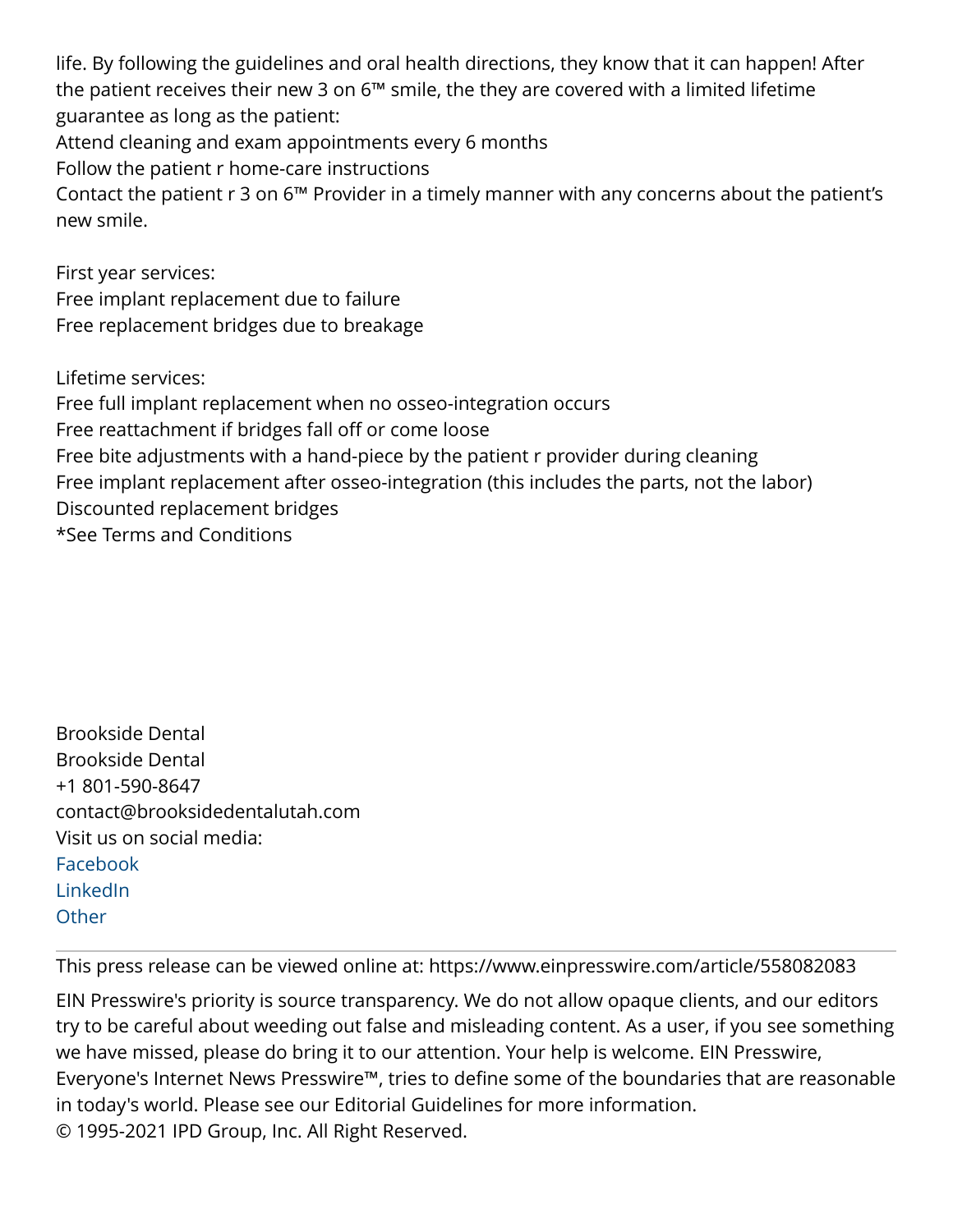life. By following the guidelines and oral health directions, they know that it can happen! After the patient receives their new 3 on 6™ smile, the they are covered with a limited lifetime guarantee as long as the patient:
Attend cleaning and exam appointments every 6 months
Follow the patient r home-care instructions
Contact the patient r 3 on 6™ Provider in a timely manner with any concerns about the patient's new smile.

First year services:
Free implant replacement due to failure
Free replacement bridges due to breakage

Lifetime services:
Free full implant replacement when no osseo-integration occurs
Free reattachment if bridges fall off or come loose
Free bite adjustments with a hand-piece by the patient r provider during cleaning
Free implant replacement after osseo-integration (this includes the parts, not the labor)
Discounted replacement bridges
*See Terms and Conditions

Brookside Dental
Brookside Dental
+1 801-590-8647
contact@brooksidedentalutah.com
Visit us on social media:
Facebook
LinkedIn
Other

This press release can be viewed online at: https://www.einpresswire.com/article/558082083

EIN Presswire's priority is source transparency. We do not allow opaque clients, and our editors try to be careful about weeding out false and misleading content. As a user, if you see something we have missed, please do bring it to our attention. Your help is welcome. EIN Presswire, Everyone's Internet News Presswire™, tries to define some of the boundaries that are reasonable in today's world. Please see our Editorial Guidelines for more information.
© 1995-2021 IPD Group, Inc. All Right Reserved.